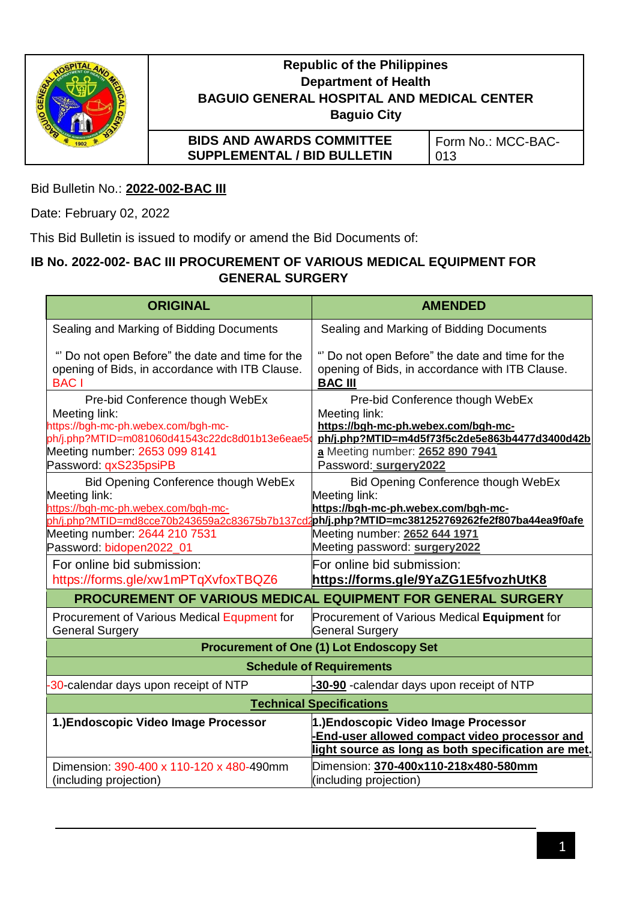| | Republic of the Philippines<br>Department of Health<br>**BAGUIO GENERAL HOSPITAL AND MEDICAL CENTER**<br>Baguio City | |
|---|---|---|
| | **BIDS AND AWARDS COMMITTEE SUPPLEMENTAL / BID BULLETIN** | Form No.: MCC-BAC-013 |

Bid Bulletin No.: **2022-002-BAC III**

Date: February 02, 2022

This Bid Bulletin is issued to modify or amend the Bid Documents of:

**IB No. 2022-002- BAC III PROCUREMENT OF VARIOUS MEDICAL EQUIPMENT FOR GENERAL SURGERY**

| ORIGINAL | AMENDED |
|---|---|
| Sealing and Marking of Bidding Documents<br><br>"' Do not open Before" the date and time for the opening of Bids, in accordance with ITB Clause. BAC I | Sealing and Marking of Bidding Documents<br><br>"' Do not open Before" the date and time for the opening of Bids, in accordance with ITB Clause. **BAC III** |
| Pre-bid Conference though WebEx<br>Meeting link: https://bgh-mc-ph.webex.com/bgh-mc-ph/j.php?MTID=m081060d41543c22dc8d01b13e6eae5c<br>Meeting number: 2653 099 8141<br>Password: qxS235psiPB | Pre-bid Conference though WebEx<br>Meeting link: **https://bgh-mc-ph.webex.com/bgh-mc-ph/j.php?MTID=m4d5f73f5c2de5e863b4477d3400d42ba** Meeting number: **2652 890 7941**<br>Password: **surgery2022** |
| Bid Opening Conference though WebEx<br>Meeting link: https://bgh-mc-ph.webex.com/bgh-mc-ph/j.php?MTID=md8cce70b243659a2c83675b7b137cd2<br>Meeting number: 2644 210 7531<br>Password: bidopen2022_01 | Bid Opening Conference though WebEx<br>Meeting link: **https://bgh-mc-ph.webex.com/bgh-mc-ph/j.php?MTID=mc381252769262fe2f807ba44ea9f0afe**<br>Meeting number: **2652 644 1971**<br>Meeting password: **surgery2022** |
| For online bid submission: https://forms.gle/xw1mPTqXvfoxTBQZ6 | For online bid submission: **https://forms.gle/9YaZG1E5fvozhUtK8** |
| **PROCUREMENT OF VARIOUS MEDICAL EQUIPMENT FOR GENERAL SURGERY** | |
| Procurement of Various Medical Equpment for General Surgery | Procurement of Various Medical **Equipment** for General Surgery |
| **Procurement of One (1) Lot Endoscopy Set** | |
| **Schedule of Requirements** | |
| -30-calendar days upon receipt of NTP | **-30-90** -calendar days upon receipt of NTP |
| **Technical Specifications** | |
| **1.)Endoscopic Video Image Processor** | **1.)Endoscopic Video Image Processor**<br>**-End-user allowed compact video processor and light source as long as both specification are met.** |
| Dimension: 390-400 x 110-120 x 480-490mm (including projection) | Dimension: **370-400x110-218x480-580mm** (including projection) |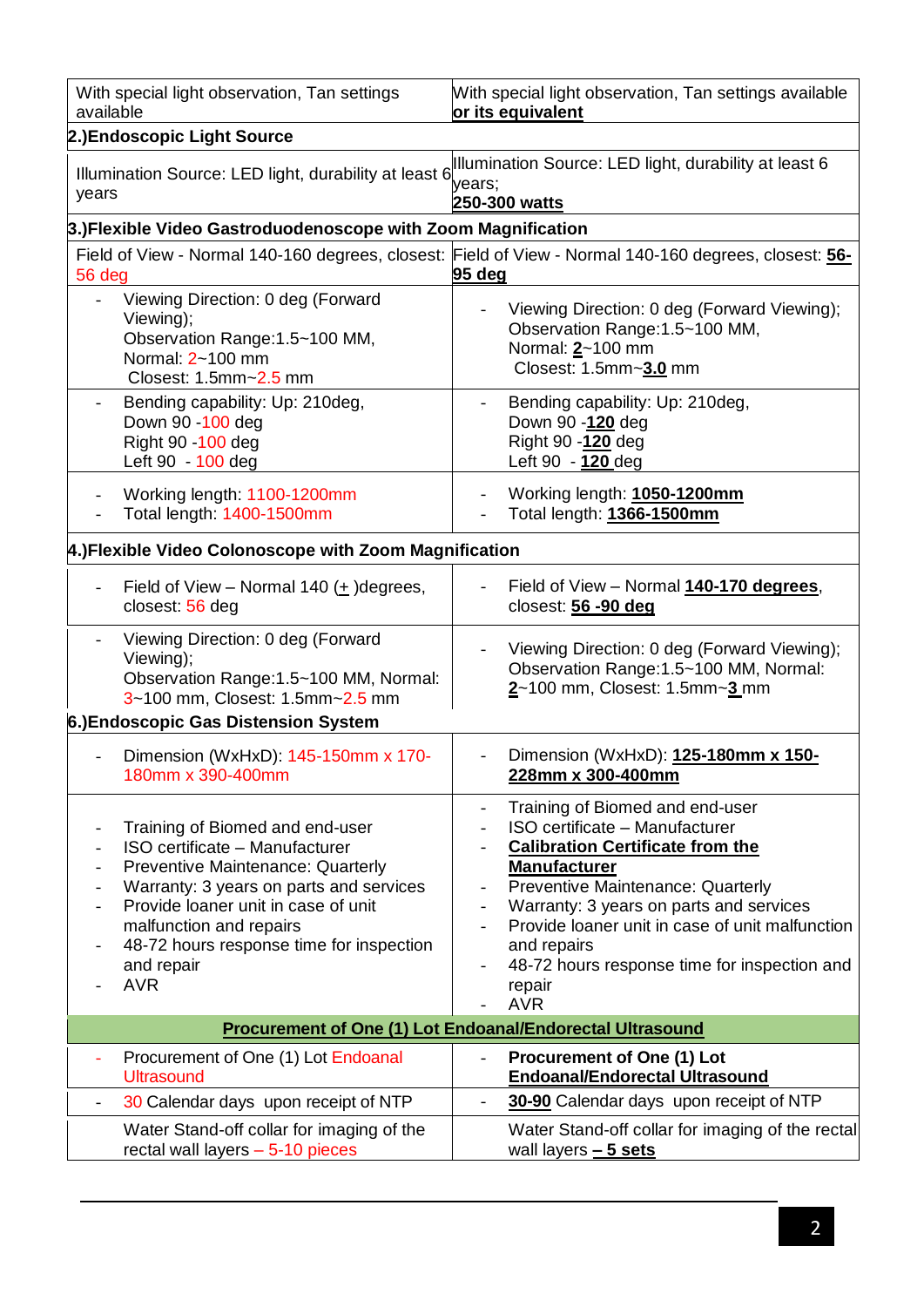| | |
|---|---|
| With special light observation, Tan settings available | With special light observation, Tan settings available **or its equivalent** |
| **2.)Endoscopic Light Source** | |
| Illumination Source: LED light, durability at least 6 years | Illumination Source: LED light, durability at least 6 years;<br>**250-300 watts** |
| **3.)Flexible Video Gastroduodenoscope with Zoom Magnification** | |
| Field of View - Normal 140-160 degrees, closest: 56 deg | Field of View - Normal 140-160 degrees, closest: **56-95 deg** |
| - Viewing Direction: 0 deg (Forward Viewing);<br>Observation Range:1.5~100 MM,<br>Normal: 2~100 mm<br>Closest: 1.5mm~2.5 mm | - Viewing Direction: 0 deg (Forward Viewing);<br>Observation Range:1.5~100 MM,<br>Normal: **2**~100 mm<br>Closest: 1.5mm~**3.0** mm |
| - Bending capability: Up: 210deg,<br>Down 90 -100 deg<br>Right 90 -100 deg<br>Left 90 - 100 deg | - Bending capability: Up: 210deg,<br>Down 90 -**120** deg<br>Right 90 -**120** deg<br>Left 90 - **120** deg |
| - Working length: 1100-1200mm<br>- Total length: 1400-1500mm | - Working length: **1050-1200mm**<br>- Total length: **1366-1500mm** |
| **4.)Flexible Video Colonoscope with Zoom Magnification** | |
| - Field of View – Normal 140 (+ )degrees, closest: 56 deg | - Field of View – Normal **140-170 degrees**, closest: **56 -90 deg** |
| - Viewing Direction: 0 deg (Forward Viewing);<br>Observation Range:1.5~100 MM, Normal: 3~100 mm, Closest: 1.5mm~2.5 mm | - Viewing Direction: 0 deg (Forward Viewing);<br>Observation Range:1.5~100 MM, Normal: **2**~100 mm, Closest: 1.5mm~**3** mm |
| **6.)Endoscopic Gas Distension System** | |
| - Dimension (WxHxD): 145-150mm x 170-180mm x 390-400mm | - Dimension (WxHxD): **125-180mm x 150-228mm x 300-400mm** |
| - Training of Biomed and end-user<br>- ISO certificate – Manufacturer<br>- Preventive Maintenance: Quarterly<br>- Warranty: 3 years on parts and services<br>- Provide loaner unit in case of unit malfunction and repairs<br>- 48-72 hours response time for inspection and repair<br>- AVR | - Training of Biomed and end-user<br>- ISO certificate – Manufacturer<br>- **Calibration Certificate from the Manufacturer**<br>- Preventive Maintenance: Quarterly<br>- Warranty: 3 years on parts and services<br>- Provide loaner unit in case of unit malfunction and repairs<br>- 48-72 hours response time for inspection and repair<br>- AVR |
| **Procurement of One (1) Lot Endoanal/Endorectal Ultrasound** | |
| - Procurement of One (1) Lot Endoanal Ultrasound | - **Procurement of One (1) Lot Endoanal/Endorectal Ultrasound** |
| - 30 Calendar days upon receipt of NTP | - **30-90** Calendar days upon receipt of NTP |
| Water Stand-off collar for imaging of the rectal wall layers – 5-10 pieces | Water Stand-off collar for imaging of the rectal wall layers **– 5 sets** |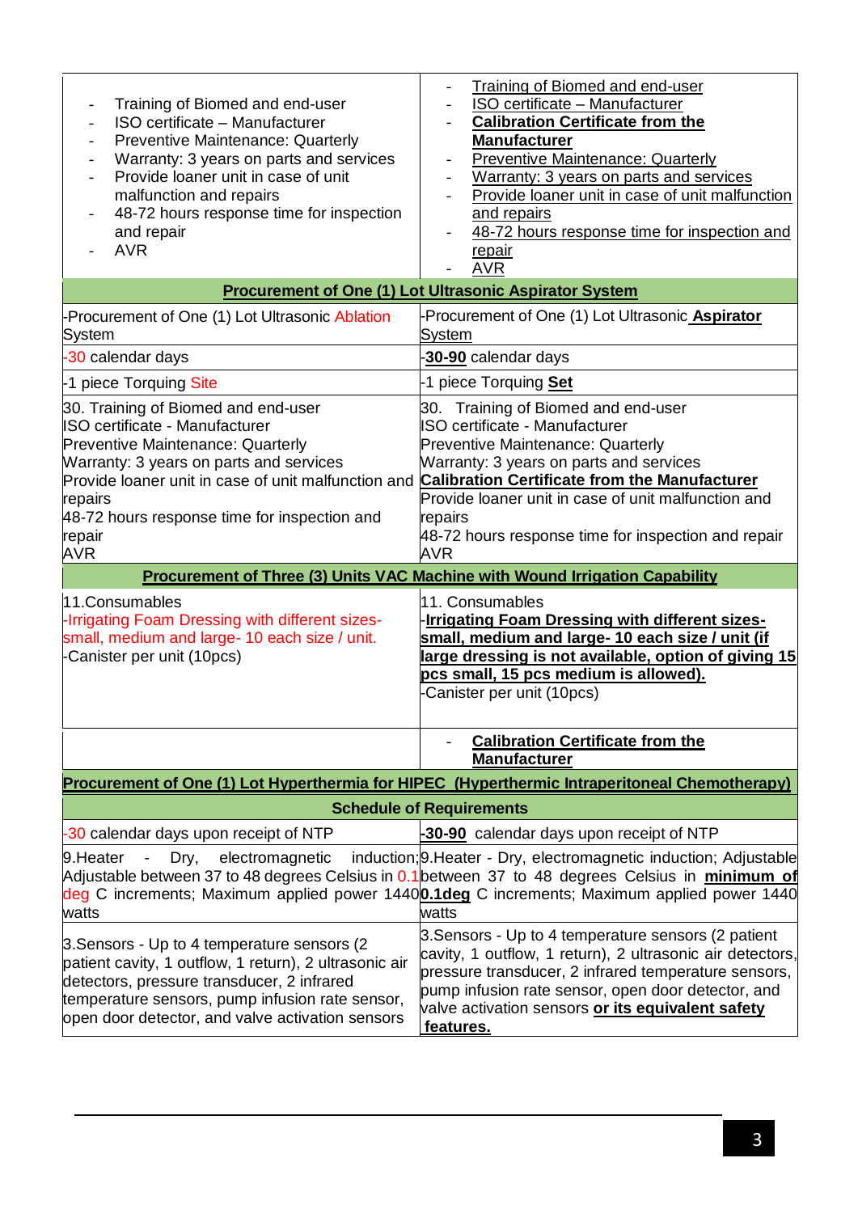| | |
|---|---|
| - Training of Biomed and end-user<br>- ISO certificate – Manufacturer<br>- Preventive Maintenance: Quarterly<br>- Warranty: 3 years on parts and services<br>- Provide loaner unit in case of unit malfunction and repairs<br>- 48-72 hours response time for inspection and repair<br>- AVR | - Training of Biomed and end-user<br>- ISO certificate – Manufacturer<br>- **Calibration Certificate from the Manufacturer**<br>- Preventive Maintenance: Quarterly<br>- Warranty: 3 years on parts and services<br>- Provide loaner unit in case of unit malfunction and repairs<br>- 48-72 hours response time for inspection and repair<br>- AVR |
| **Procurement of One (1) Lot Ultrasonic Aspirator System** | |
| -Procurement of One (1) Lot Ultrasonic Ablation System | -Procurement of One (1) Lot Ultrasonic **Aspirator** System |
| -30 calendar days | -**30-90** calendar days |
| -1 piece Torquing Site | -1 piece Torquing **Set** |
| 30. Training of Biomed and end-user<br>ISO certificate - Manufacturer<br>Preventive Maintenance: Quarterly<br>Warranty: 3 years on parts and services<br>Provide loaner unit in case of unit malfunction and repairs<br>48-72 hours response time for inspection and repair<br>AVR | 30. Training of Biomed and end-user<br>ISO certificate - Manufacturer<br>Preventive Maintenance: Quarterly<br>Warranty: 3 years on parts and services<br>**Calibration Certificate from the Manufacturer**<br>Provide loaner unit in case of unit malfunction and repairs<br>48-72 hours response time for inspection and repair<br>AVR |
| **Procurement of Three (3) Units VAC Machine with Wound Irrigation Capability** | |
| 11.Consumables<br>-Irrigating Foam Dressing with different sizes- small, medium and large- 10 each size / unit.<br>-Canister per unit (10pcs) | 11. Consumables<br>-**Irrigating Foam Dressing with different sizes- small, medium and large- 10 each size / unit (if large dressing is not available, option of giving 15 pcs small, 15 pcs medium is allowed).**<br>-Canister per unit (10pcs) |
| | - **Calibration Certificate from the Manufacturer** |
| **Procurement of One (1) Lot Hyperthermia for HIPEC (Hyperthermic Intraperitoneal Chemotherapy)** | |
| **Schedule of Requirements** | |
| -30 calendar days upon receipt of NTP | -**30-90** calendar days upon receipt of NTP |
| 9.Heater - Dry, electromagnetic induction; Adjustable between 37 to 48 degrees Celsius in 0.1 deg C increments; Maximum applied power 1440 watts | 9.Heater - Dry, electromagnetic induction; Adjustable between 37 to 48 degrees Celsius in **minimum of 0.1deg** C increments; Maximum applied power 1440 watts |
| 3.Sensors - Up to 4 temperature sensors (2 patient cavity, 1 outflow, 1 return), 2 ultrasonic air detectors, pressure transducer, 2 infrared temperature sensors, pump infusion rate sensor, open door detector, and valve activation sensors | 3.Sensors - Up to 4 temperature sensors (2 patient cavity, 1 outflow, 1 return), 2 ultrasonic air detectors, pressure transducer, 2 infrared temperature sensors, pump infusion rate sensor, open door detector, and valve activation sensors **or its equivalent safety features.** |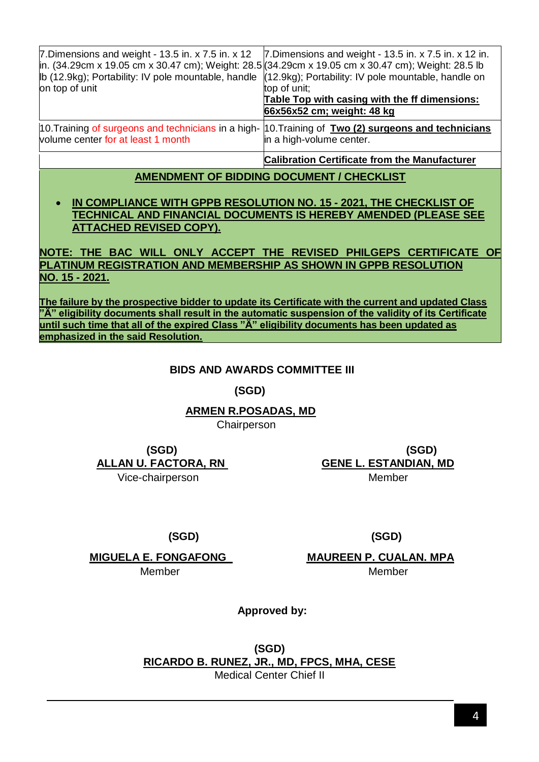| | |
|---|---|
| 7.Dimensions and weight - 13.5 in. x 7.5 in. x 12 in. (34.29cm x 19.05 cm x 30.47 cm); Weight: 28.5 lb (12.9kg); Portability: IV pole mountable, handle on top of unit | 7.Dimensions and weight - 13.5 in. x 7.5 in. x 12 in. (34.29cm x 19.05 cm x 30.47 cm); Weight: 28.5 lb (12.9kg); Portability: IV pole mountable, handle on top of unit; **Table Top with casing with the ff dimensions: 66x56x52 cm; weight: 48 kg** |
| 10.Training of surgeons and technicians in a high-volume center for at least 1 month | 10.Training of **Two (2) surgeons and technicians** in a high-volume center. |
| | **Calibration Certificate from the Manufacturer** |

**AMENDMENT OF BIDDING DOCUMENT / CHECKLIST**

- **IN COMPLIANCE WITH GPPB RESOLUTION NO. 15 - 2021, THE CHECKLIST OF TECHNICAL AND FINANCIAL DOCUMENTS IS HEREBY AMENDED (PLEASE SEE ATTACHED REVISED COPY).**

**NOTE: THE BAC WILL ONLY ACCEPT THE REVISED PHILGEPS CERTIFICATE OF PLATINUM REGISTRATION AND MEMBERSHIP AS SHOWN IN GPPB RESOLUTION NO. 15 - 2021.**

**The failure by the prospective bidder to update its Certificate with the current and updated Class "Ä" eligibility documents shall result in the automatic suspension of the validity of its Certificate until such time that all of the expired Class "Ä" eligibility documents has been updated as emphasized in the said Resolution.**

**BIDS AND AWARDS COMMITTEE III**

**(SGD)**
**ARMEN R.POSADAS, MD**
Chairperson

**(SGD)**
**ALLAN U. FACTORA, RN**
Vice-chairperson

**(SGD)**
**GENE L. ESTANDIAN, MD**
Member

**(SGD)**
**MIGUELA E. FONGAFONG**
Member

**(SGD)**
**MAUREEN P. CUALAN. MPA**
Member

**Approved by:**

**(SGD)**
**RICARDO B. RUNEZ, JR., MD, FPCS, MHA, CESE**
Medical Center Chief II